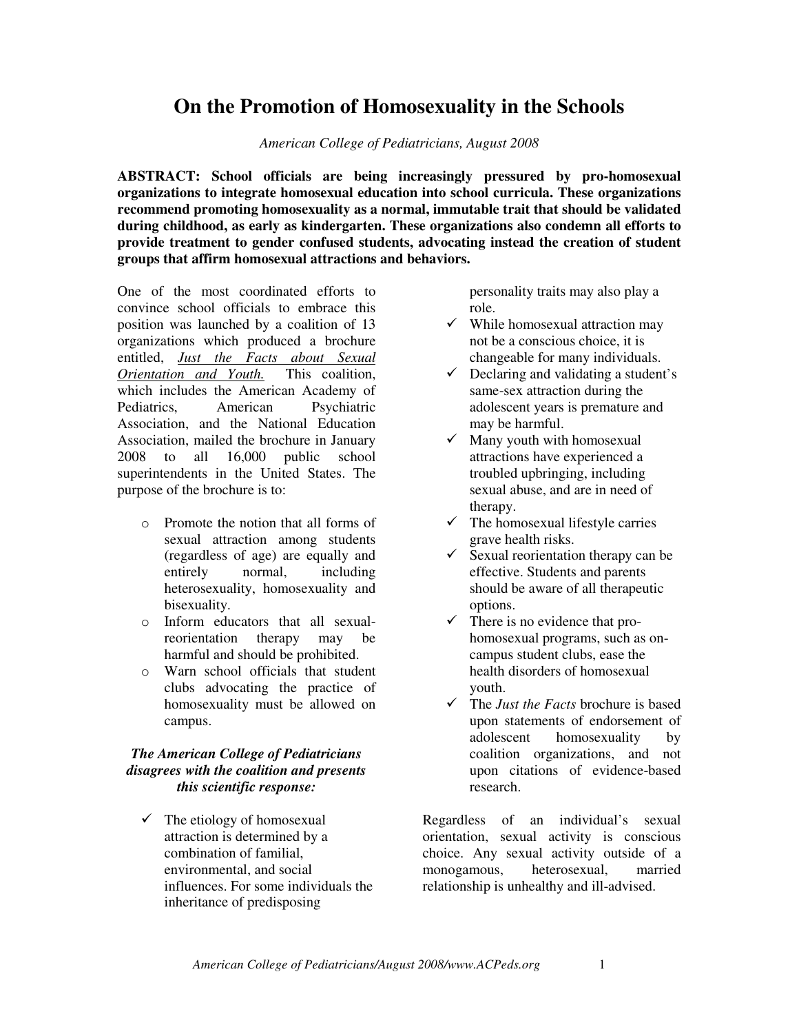# On the Promotion of Homosexuality in the Schools

*American College of Pediatricians, August 2008*

**ABSTRACT: School officials are being increasingly pressured by pro-homosexual organizations to integrate homosexual education into school curricula. These organizations recommend promoting homosexuality as a normal, immutable trait that should be validated during childhood, as early as kindergarten. These organizations also condemn all efforts to provide treatment to gender confused students, advocating instead the creation of student groups that affirm homosexual attractions and behaviors.**

One of the most coordinated efforts to convince school officials to embrace this position was launched by a coalition of 13 organizations which produced a brochure entitled, *Just the Facts about Sexual Orientation and Youth.* This coalition, which includes the American Academy of Pediatrics, American Psychiatric Association, and the National Education Association, mailed the brochure in January 2008 to all 16,000 public school superintendents in the United States. The purpose of the brochure is to:

- Promote the notion that all forms of sexual attraction among students (regardless of age) are equally and entirely normal, including heterosexuality, homosexuality and bisexuality.
- Inform educators that all sexual-reorientation therapy may be harmful and should be prohibited.
- Warn school officials that student clubs advocating the practice of homosexuality must be allowed on campus.

***The American College of Pediatricians disagrees with the coalition and presents this scientific response:***

- ✓ The etiology of homosexual attraction is determined by a combination of familial, environmental, and social influences. For some individuals the inheritance of predisposing personality traits may also play a role.
- ✓ While homosexual attraction may not be a conscious choice, it is changeable for many individuals.
- ✓ Declaring and validating a student's same-sex attraction during the adolescent years is premature and may be harmful.
- ✓ Many youth with homosexual attractions have experienced a troubled upbringing, including sexual abuse, and are in need of therapy.
- ✓ The homosexual lifestyle carries grave health risks.
- ✓ Sexual reorientation therapy can be effective. Students and parents should be aware of all therapeutic options.
- ✓ There is no evidence that pro-homosexual programs, such as on-campus student clubs, ease the health disorders of homosexual youth.
- ✓ The *Just the Facts* brochure is based upon statements of endorsement of adolescent homosexuality by coalition organizations, and not upon citations of evidence-based research.

Regardless of an individual's sexual orientation, sexual activity is conscious choice. Any sexual activity outside of a monogamous, heterosexual, married relationship is unhealthy and ill-advised.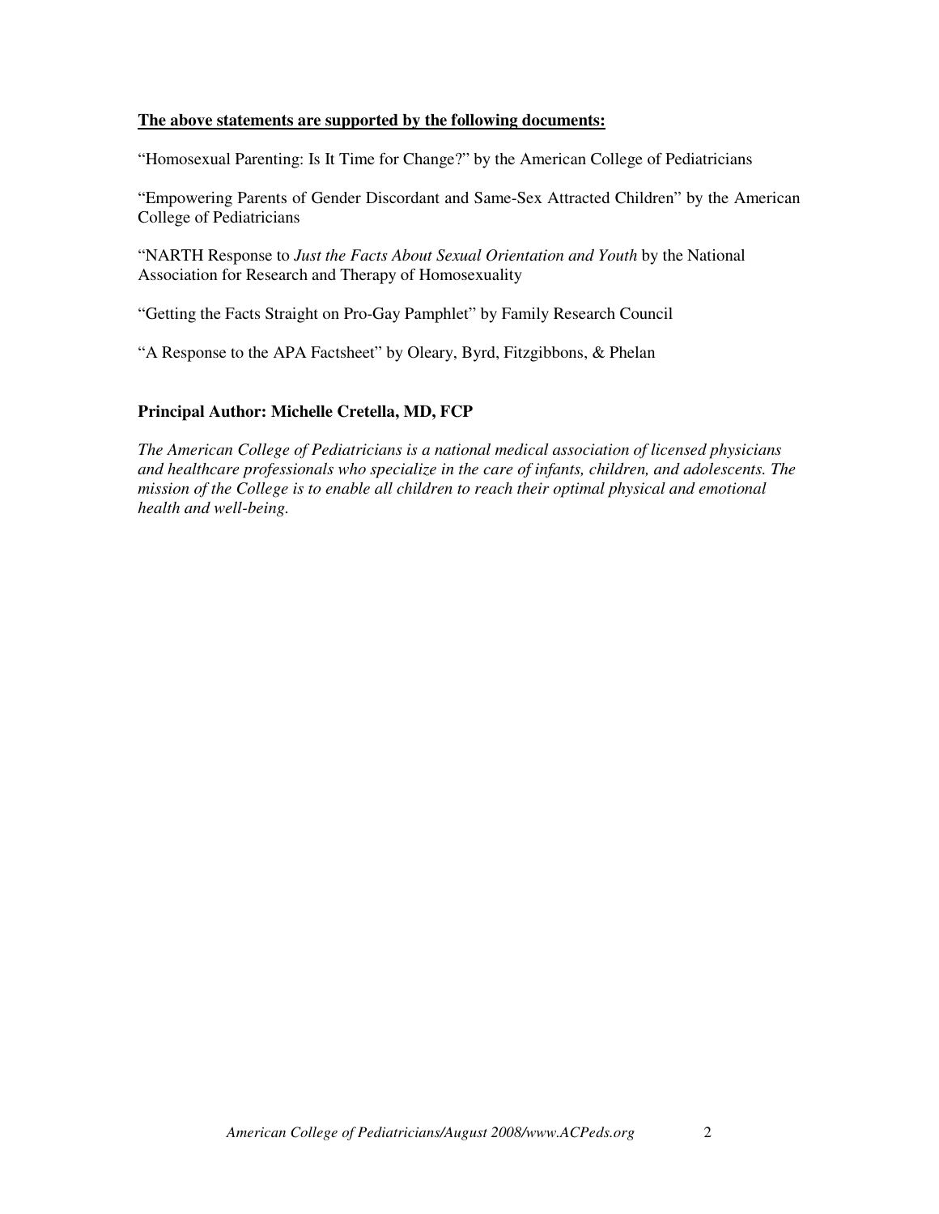**<u>The above statements are supported by the following documents:</u>**

"Homosexual Parenting: Is It Time for Change?" by the American College of Pediatricians

"Empowering Parents of Gender Discordant and Same-Sex Attracted Children" by the American College of Pediatricians

"NARTH Response to *Just the Facts About Sexual Orientation and Youth* by the National Association for Research and Therapy of Homosexuality

"Getting the Facts Straight on Pro-Gay Pamphlet" by Family Research Council

"A Response to the APA Factsheet" by Oleary, Byrd, Fitzgibbons, & Phelan

**Principal Author: Michelle Cretella, MD, FCP**

*The American College of Pediatricians is a national medical association of licensed physicians and healthcare professionals who specialize in the care of infants, children, and adolescents. The mission of the College is to enable all children to reach their optimal physical and emotional health and well-being.*